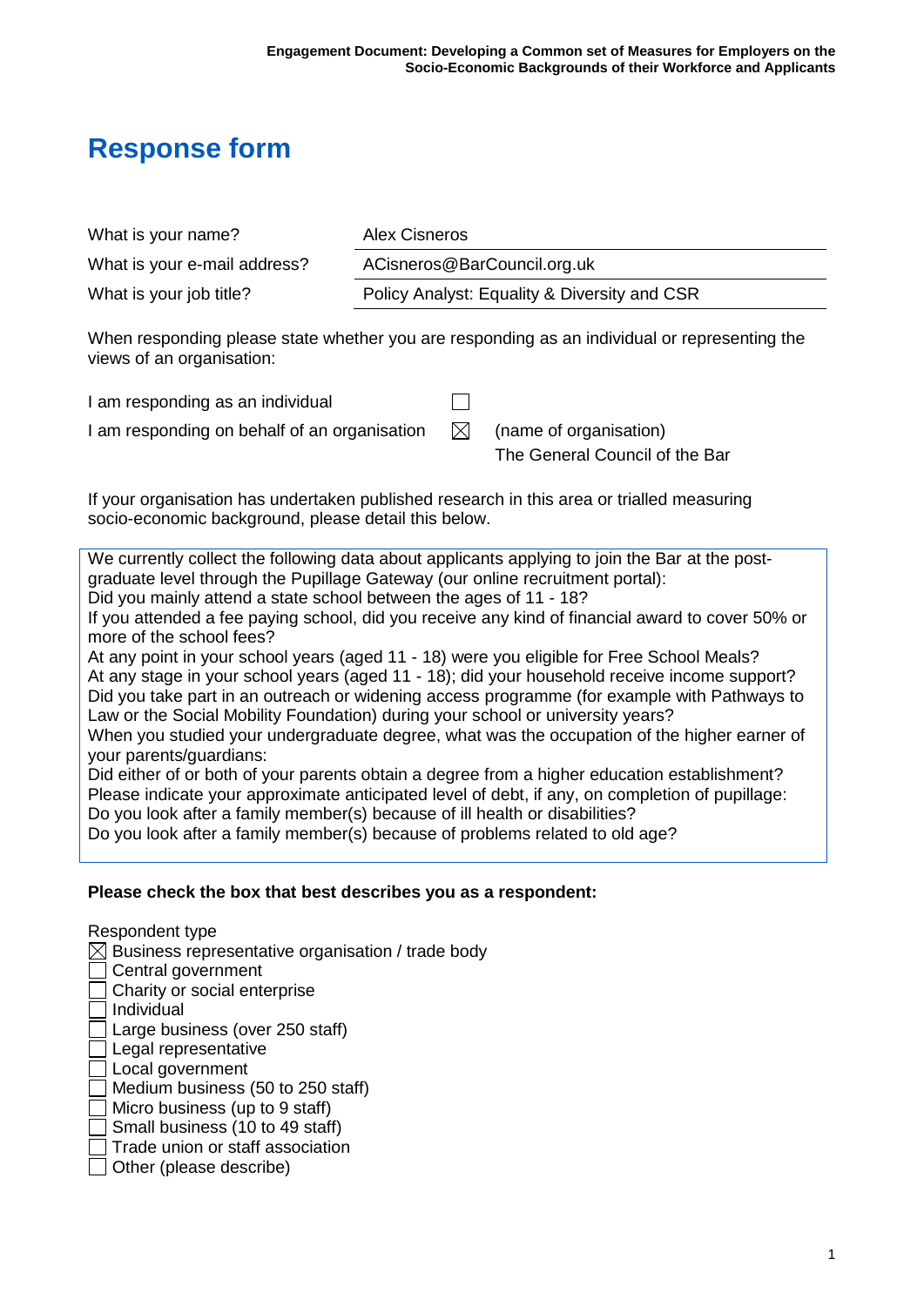# Response form

| What is your name? | Alex Cisneros |
|---|---|
| What is your e-mail address? | ACisneros@BarCouncil.org.uk |
| What is your job title? | Policy Analyst: Equality & Diversity and CSR |

When responding please state whether you are responding as an individual or representing the views of an organisation:

I am responding as an individual ☐

I am responding on behalf of an organisation ☒ (name of organisation)
The General Council of the Bar

If your organisation has undertaken published research in this area or trialled measuring socio-economic background, please detail this below.

We currently collect the following data about applicants applying to join the Bar at the post-graduate level through the Pupillage Gateway (our online recruitment portal):
Did you mainly attend a state school between the ages of 11 - 18?
If you attended a fee paying school, did you receive any kind of financial award to cover 50% or more of the school fees?
At any point in your school years (aged 11 - 18) were you eligible for Free School Meals?
At any stage in your school years (aged 11 - 18); did your household receive income support?
Did you take part in an outreach or widening access programme (for example with Pathways to Law or the Social Mobility Foundation) during your school or university years?
When you studied your undergraduate degree, what was the occupation of the higher earner of your parents/guardians:
Did either of or both of your parents obtain a degree from a higher education establishment?
Please indicate your approximate anticipated level of debt, if any, on completion of pupillage:
Do you look after a family member(s) because of ill health or disabilities?
Do you look after a family member(s) because of problems related to old age?

**Please check the box that best describes you as a respondent:**

Respondent type

- ☒ Business representative organisation / trade body
- ☐ Central government
- ☐ Charity or social enterprise
- ☐ Individual
- ☐ Large business (over 250 staff)
- ☐ Legal representative
- ☐ Local government
- ☐ Medium business (50 to 250 staff)
- ☐ Micro business (up to 9 staff)
- ☐ Small business (10 to 49 staff)
- ☐ Trade union or staff association
- ☐ Other (please describe)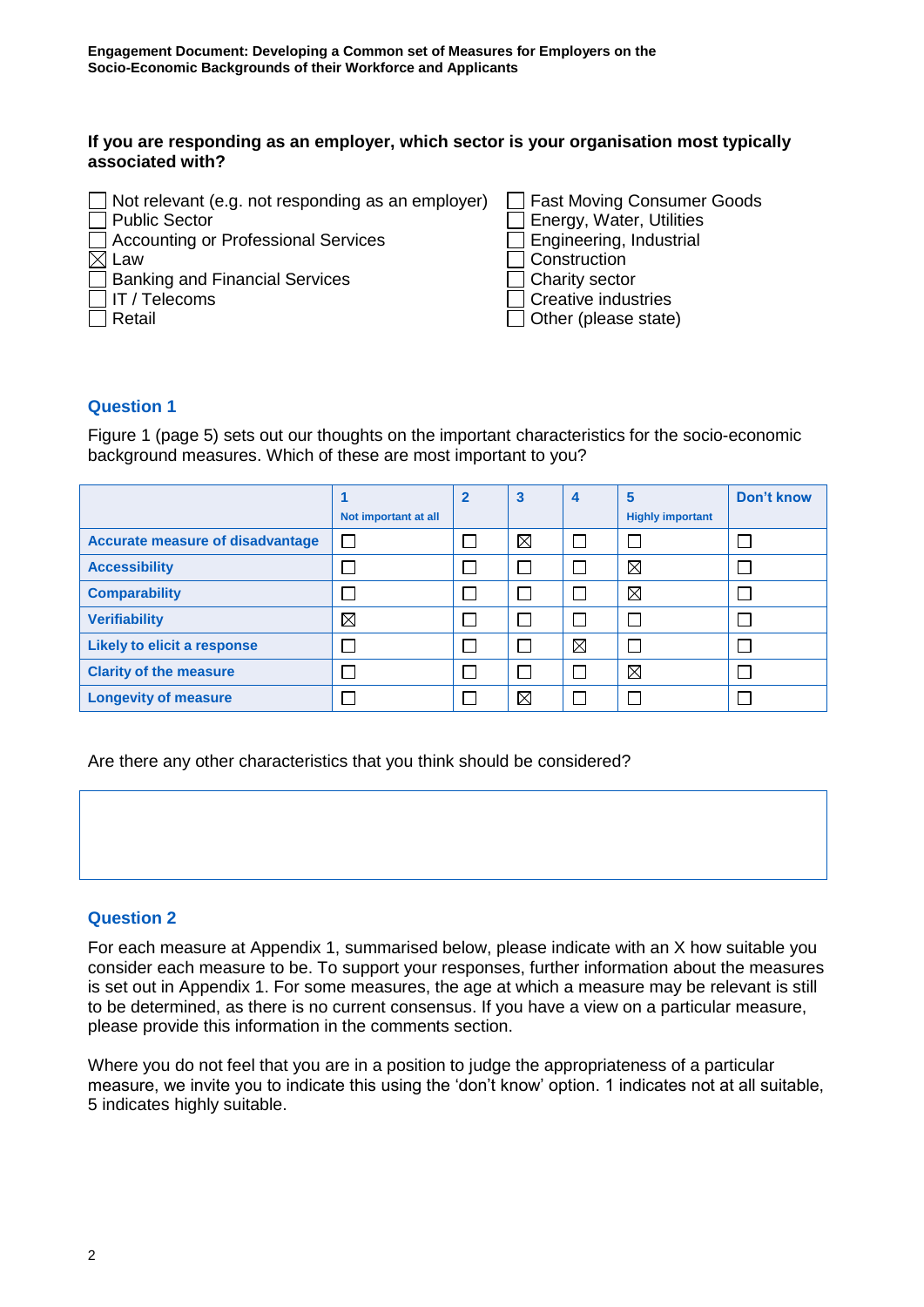**If you are responding as an employer, which sector is your organisation most typically associated with?**

- ☐ Not relevant (e.g. not responding as an employer)
- ☐ Public Sector
- ☐ Accounting or Professional Services
- ☒ Law
- ☐ Banking and Financial Services
- ☐ IT / Telecoms
- ☐ Retail
- ☐ Fast Moving Consumer Goods
- ☐ Energy, Water, Utilities
- ☐ Engineering, Industrial
- ☐ Construction
- ☐ Charity sector
- ☐ Creative industries
- ☐ Other (please state)

## Question 1

Figure 1 (page 5) sets out our thoughts on the important characteristics for the socio-economic background measures. Which of these are most important to you?

| | 1 Not important at all | 2 | 3 | 4 | 5 Highly important | Don't know |
|---|---|---|---|---|---|---|
| **Accurate measure of disadvantage** | ☐ | ☐ | ☒ | ☐ | ☐ | ☐ |
| **Accessibility** | ☐ | ☐ | ☐ | ☐ | ☒ | ☐ |
| **Comparability** | ☐ | ☐ | ☐ | ☐ | ☒ | ☐ |
| **Verifiability** | ☒ | ☐ | ☐ | ☐ | ☐ | ☐ |
| **Likely to elicit a response** | ☐ | ☐ | ☐ | ☒ | ☐ | ☐ |
| **Clarity of the measure** | ☐ | ☐ | ☐ | ☐ | ☒ | ☐ |
| **Longevity of measure** | ☐ | ☐ | ☒ | ☐ | ☐ | ☐ |

Are there any other characteristics that you think should be considered?

## Question 2

For each measure at Appendix 1, summarised below, please indicate with an X how suitable you consider each measure to be. To support your responses, further information about the measures is set out in Appendix 1. For some measures, the age at which a measure may be relevant is still to be determined, as there is no current consensus. If you have a view on a particular measure, please provide this information in the comments section.

Where you do not feel that you are in a position to judge the appropriateness of a particular measure, we invite you to indicate this using the 'don't know' option. 1 indicates not at all suitable, 5 indicates highly suitable.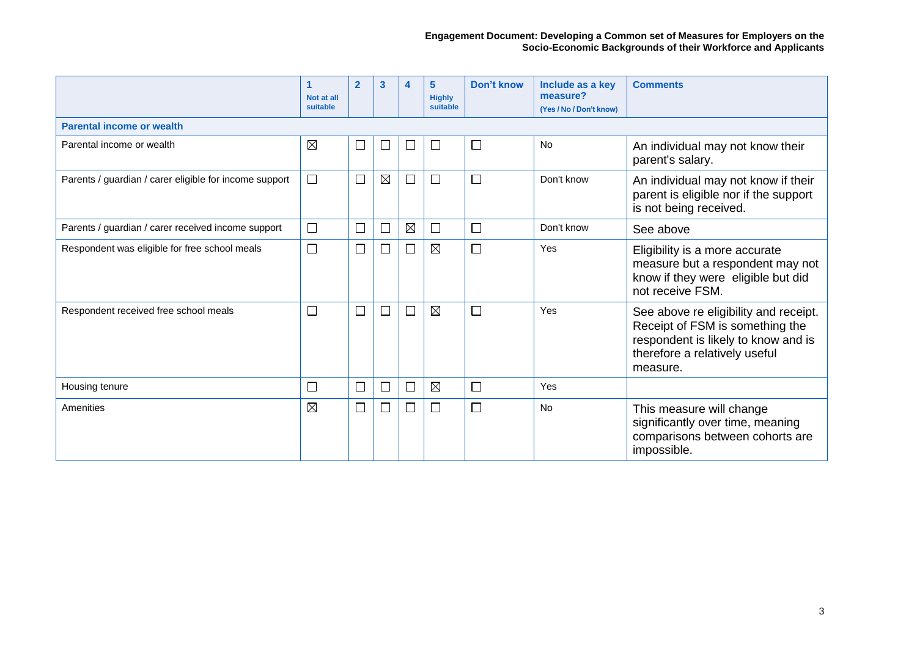| | 1 Not at all suitable | 2 | 3 | 4 | 5 Highly suitable | Don't know | Include as a key measure? (Yes / No / Don't know) | Comments |
|---|---|---|---|---|---|---|---|---|
| **Parental income or wealth** | | | | | | | | |
| Parental income or wealth | ☒ | ☐ | ☐ | ☐ | ☐ | ☐ | No | An individual may not know their parent's salary. |
| Parents / guardian / carer eligible for income support | ☐ | ☐ | ☒ | ☐ | ☐ | ☐ | Don't know | An individual may not know if their parent is eligible nor if the support is not being received. |
| Parents / guardian / carer received income support | ☐ | ☐ | ☐ | ☒ | ☐ | ☐ | Don't know | See above |
| Respondent was eligible for free school meals | ☐ | ☐ | ☐ | ☐ | ☒ | ☐ | Yes | Eligibility is a more accurate measure but a respondent may not know if they were eligible but did not receive FSM. |
| Respondent received free school meals | ☐ | ☐ | ☐ | ☐ | ☒ | ☐ | Yes | See above re eligibility and receipt. Receipt of FSM is something the respondent is likely to know and is therefore a relatively useful measure. |
| Housing tenure | ☐ | ☐ | ☐ | ☐ | ☒ | ☐ | Yes | |
| Amenities | ☒ | ☐ | ☐ | ☐ | ☐ | ☐ | No | This measure will change significantly over time, meaning comparisons between cohorts are impossible. |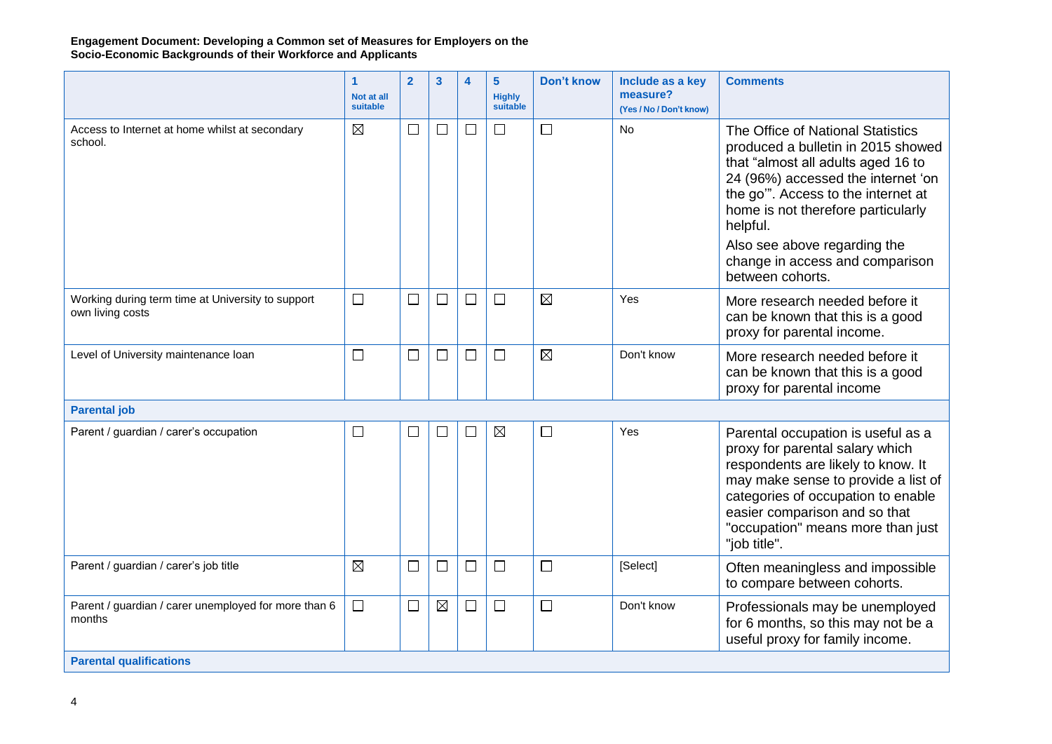| | 1 Not at all suitable | 2 | 3 | 4 | 5 Highly suitable | Don't know | Include as a key measure? (Yes / No / Don't know) | Comments |
|---|---|---|---|---|---|---|---|---|
| Access to Internet at home whilst at secondary school. | ☒ | ☐ | ☐ | ☐ | ☐ | ☐ | No | The Office of National Statistics produced a bulletin in 2015 showed that "almost all adults aged 16 to 24 (96%) accessed the internet 'on the go'". Access to the internet at home is not therefore particularly helpful. Also see above regarding the change in access and comparison between cohorts. |
| Working during term time at University to support own living costs | ☐ | ☐ | ☐ | ☐ | ☐ | ☒ | Yes | More research needed before it can be known that this is a good proxy for parental income. |
| Level of University maintenance loan | ☐ | ☐ | ☐ | ☐ | ☐ | ☒ | Don't know | More research needed before it can be known that this is a good proxy for parental income |
| **Parental job** | | | | | | | | |
| Parent / guardian / carer's occupation | ☐ | ☐ | ☐ | ☐ | ☒ | ☐ | Yes | Parental occupation is useful as a proxy for parental salary which respondents are likely to know. It may make sense to provide a list of categories of occupation to enable easier comparison and so that "occupation" means more than just "job title". |
| Parent / guardian / carer's job title | ☒ | ☐ | ☐ | ☐ | ☐ | ☐ | [Select] | Often meaningless and impossible to compare between cohorts. |
| Parent / guardian / carer unemployed for more than 6 months | ☐ | ☐ | ☒ | ☐ | ☐ | ☐ | Don't know | Professionals may be unemployed for 6 months, so this may not be a useful proxy for family income. |
| **Parental qualifications** | | | | | | | | |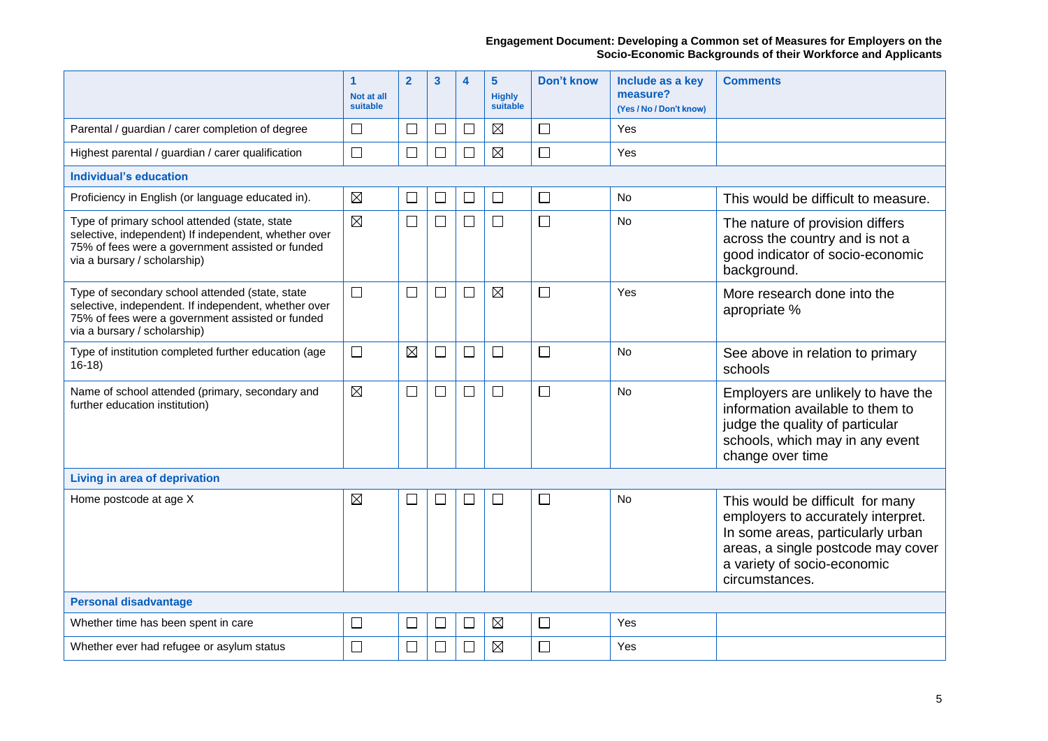| | 1 Not at all suitable | 2 | 3 | 4 | 5 Highly suitable | Don't know | Include as a key measure? (Yes / No / Don't know) | Comments |
|---|---|---|---|---|---|---|---|---|
| Parental / guardian / carer completion of degree | ☐ | ☐ | ☐ | ☐ | ☒ | ☐ | Yes | |
| Highest parental / guardian / carer qualification | ☐ | ☐ | ☐ | ☐ | ☒ | ☐ | Yes | |
| **Individual's education** | | | | | | | | |
| Proficiency in English (or language educated in). | ☒ | ☐ | ☐ | ☐ | ☐ | ☐ | No | This would be difficult to measure. |
| Type of primary school attended (state, state selective, independent) If independent, whether over 75% of fees were a government assisted or funded via a bursary / scholarship) | ☒ | ☐ | ☐ | ☐ | ☐ | ☐ | No | The nature of provision differs across the country and is not a good indicator of socio-economic background. |
| Type of secondary school attended (state, state selective, independent. If independent, whether over 75% of fees were a government assisted or funded via a bursary / scholarship) | ☐ | ☐ | ☐ | ☐ | ☒ | ☐ | Yes | More research done into the apropriate % |
| Type of institution completed further education (age 16-18) | ☐ | ☒ | ☐ | ☐ | ☐ | ☐ | No | See above in relation to primary schools |
| Name of school attended (primary, secondary and further education institution) | ☒ | ☐ | ☐ | ☐ | ☐ | ☐ | No | Employers are unlikely to have the information available to them to judge the quality of particular schools, which may in any event change over time |
| **Living in area of deprivation** | | | | | | | | |
| Home postcode at age X | ☒ | ☐ | ☐ | ☐ | ☐ | ☐ | No | This would be difficult for many employers to accurately interpret. In some areas, particularly urban areas, a single postcode may cover a variety of socio-economic circumstances. |
| **Personal disadvantage** | | | | | | | | |
| Whether time has been spent in care | ☐ | ☐ | ☐ | ☐ | ☒ | ☐ | Yes | |
| Whether ever had refugee or asylum status | ☐ | ☐ | ☐ | ☐ | ☒ | ☐ | Yes | |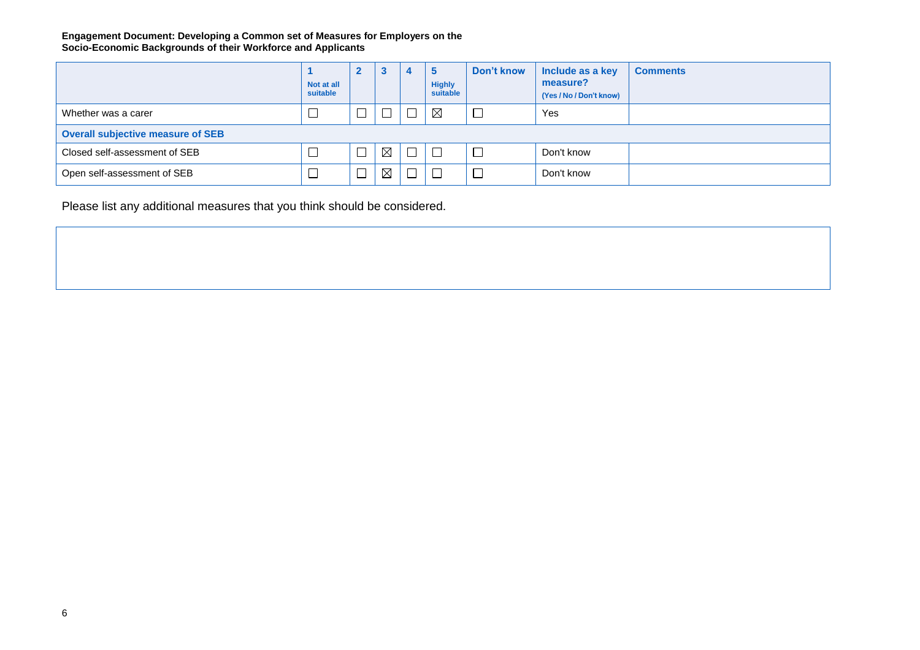**Engagement Document: Developing a Common set of Measures for Employers on the Socio-Economic Backgrounds of their Workforce and Applicants**

| | 1 Not at all suitable | 2 | 3 | 4 | 5 Highly suitable | Don't know | Include as a key measure? (Yes / No / Don't know) | Comments |
|---|---|---|---|---|---|---|---|---|
| Whether was a carer | ☐ | ☐ | ☐ | ☐ | ☒ | ☐ | Yes | |
| **Overall subjective measure of SEB** | | | | | | | | |
| Closed self-assessment of SEB | ☐ | ☐ | ☒ | ☐ | ☐ | ☐ | Don't know | |
| Open self-assessment of SEB | ☐ | ☐ | ☒ | ☐ | ☐ | ☐ | Don't know | |

Please list any additional measures that you think should be considered.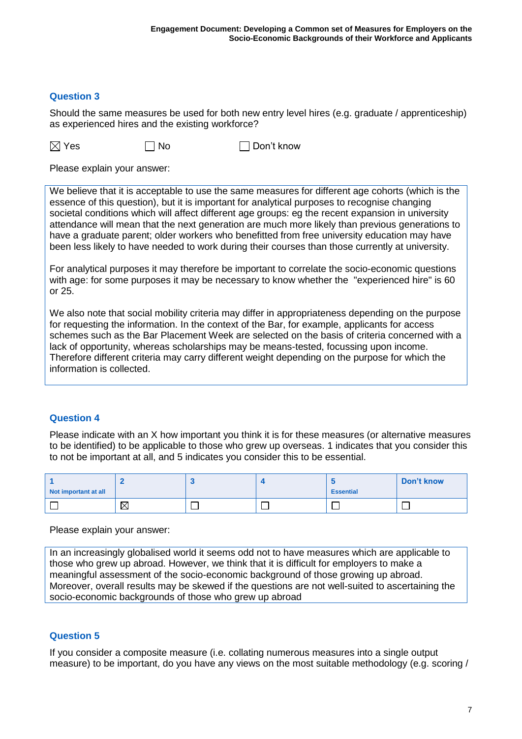## Question 3

Should the same measures be used for both new entry level hires (e.g. graduate / apprenticeship) as experienced hires and the existing workforce?

☒ Yes ☐ No ☐ Don't know

Please explain your answer:

We believe that it is acceptable to use the same measures for different age cohorts (which is the essence of this question), but it is important for analytical purposes to recognise changing societal conditions which will affect different age groups: eg the recent expansion in university attendance will mean that the next generation are much more likely than previous generations to have a graduate parent; older workers who benefitted from free university education may have been less likely to have needed to work during their courses than those currently at university.

For analytical purposes it may therefore be important to correlate the socio-economic questions with age: for some purposes it may be necessary to know whether the "experienced hire" is 60 or 25.

We also note that social mobility criteria may differ in appropriateness depending on the purpose for requesting the information. In the context of the Bar, for example, applicants for access schemes such as the Bar Placement Week are selected on the basis of criteria concerned with a lack of opportunity, whereas scholarships may be means-tested, focussing upon income. Therefore different criteria may carry different weight depending on the purpose for which the information is collected.

## Question 4

Please indicate with an X how important you think it is for these measures (or alternative measures to be identified) to be applicable to those who grew up overseas. 1 indicates that you consider this to not be important at all, and 5 indicates you consider this to be essential.

| 1 Not important at all | 2 | 3 | 4 | 5 Essential | Don't know |
|---|---|---|---|---|---|
| ☐ | ☒ | ☐ | ☐ | ☐ | ☐ |

Please explain your answer:

In an increasingly globalised world it seems odd not to have measures which are applicable to those who grew up abroad. However, we think that it is difficult for employers to make a meaningful assessment of the socio-economic background of those growing up abroad. Moreover, overall results may be skewed if the questions are not well-suited to ascertaining the socio-economic backgrounds of those who grew up abroad

## Question 5

If you consider a composite measure (i.e. collating numerous measures into a single output measure) to be important, do you have any views on the most suitable methodology (e.g. scoring /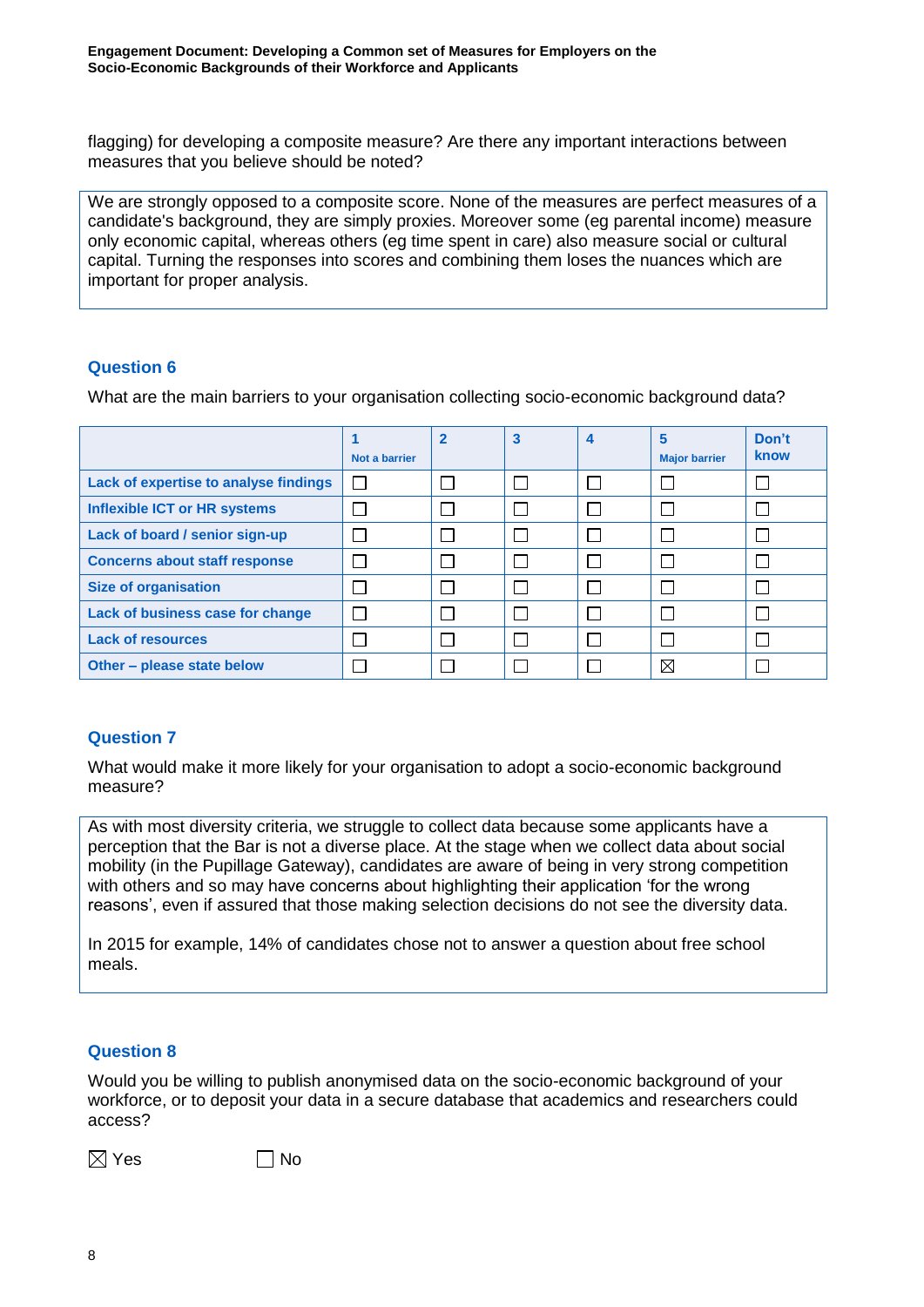flagging) for developing a composite measure? Are there any important interactions between measures that you believe should be noted?

> We are strongly opposed to a composite score. None of the measures are perfect measures of a candidate's background, they are simply proxies. Moreover some (eg parental income) measure only economic capital, whereas others (eg time spent in care) also measure social or cultural capital. Turning the responses into scores and combining them loses the nuances which are important for proper analysis.

## Question 6

What are the main barriers to your organisation collecting socio-economic background data?

| | 1 Not a barrier | 2 | 3 | 4 | 5 Major barrier | Don't know |
|---|---|---|---|---|---|---|
| Lack of expertise to analyse findings | ☐ | ☐ | ☐ | ☐ | ☐ | ☐ |
| Inflexible ICT or HR systems | ☐ | ☐ | ☐ | ☐ | ☐ | ☐ |
| Lack of board / senior sign-up | ☐ | ☐ | ☐ | ☐ | ☐ | ☐ |
| Concerns about staff response | ☐ | ☐ | ☐ | ☐ | ☐ | ☐ |
| Size of organisation | ☐ | ☐ | ☐ | ☐ | ☐ | ☐ |
| Lack of business case for change | ☐ | ☐ | ☐ | ☐ | ☐ | ☐ |
| Lack of resources | ☐ | ☐ | ☐ | ☐ | ☐ | ☐ |
| Other – please state below | ☐ | ☐ | ☐ | ☐ | ☒ | ☐ |

## Question 7

What would make it more likely for your organisation to adopt a socio-economic background measure?

> As with most diversity criteria, we struggle to collect data because some applicants have a perception that the Bar is not a diverse place. At the stage when we collect data about social mobility (in the Pupillage Gateway), candidates are aware of being in very strong competition with others and so may have concerns about highlighting their application 'for the wrong reasons', even if assured that those making selection decisions do not see the diversity data.
>
> In 2015 for example, 14% of candidates chose not to answer a question about free school meals.

## Question 8

Would you be willing to publish anonymised data on the socio-economic background of your workforce, or to deposit your data in a secure database that academics and researchers could access?

☒ Yes ☐ No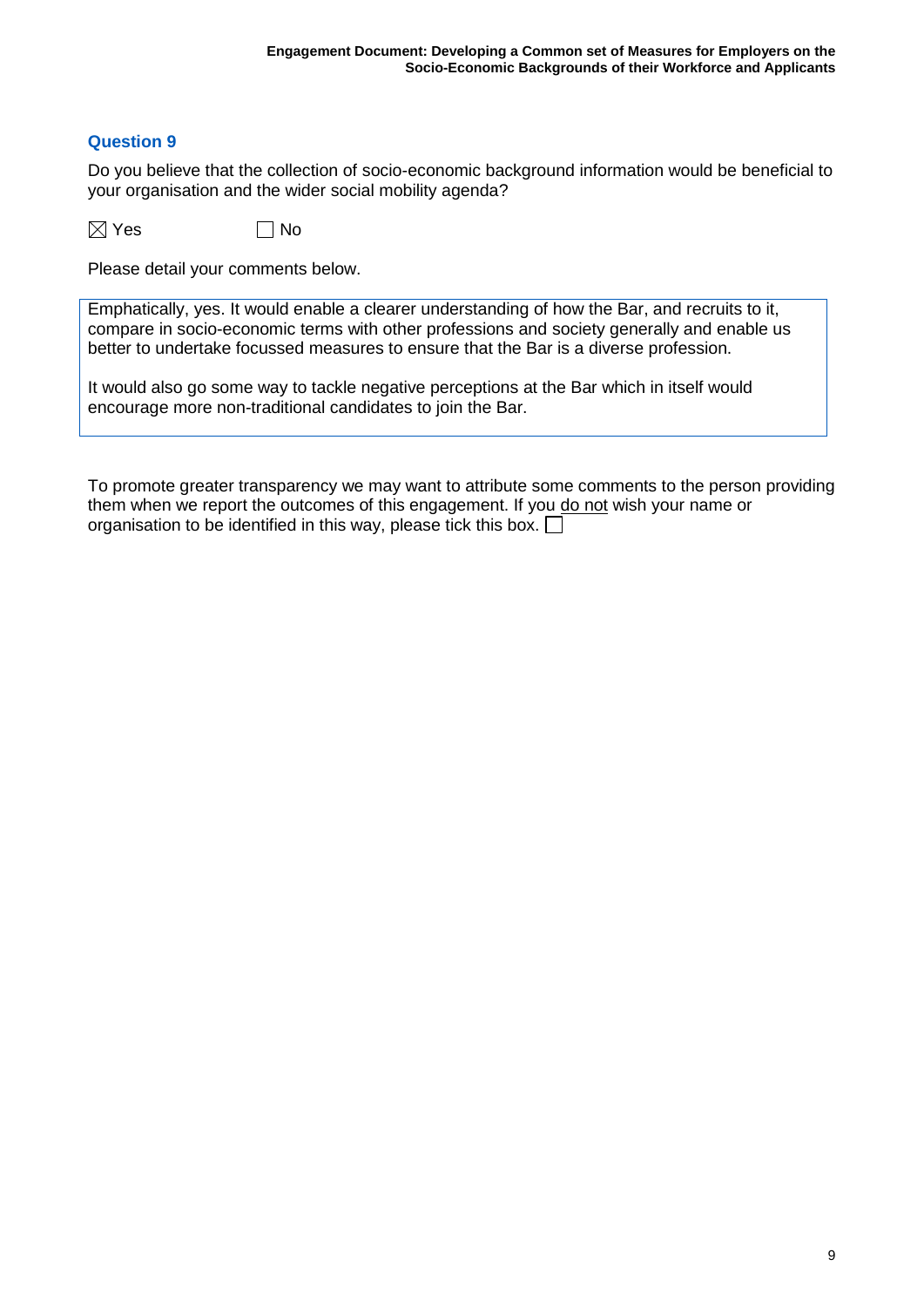### Question 9

Do you believe that the collection of socio-economic background information would be beneficial to your organisation and the wider social mobility agenda?

☒ Yes ☐ No

Please detail your comments below.

Emphatically, yes. It would enable a clearer understanding of how the Bar, and recruits to it, compare in socio-economic terms with other professions and society generally and enable us better to undertake focussed measures to ensure that the Bar is a diverse profession.

It would also go some way to tackle negative perceptions at the Bar which in itself would encourage more non-traditional candidates to join the Bar.

To promote greater transparency we may want to attribute some comments to the person providing them when we report the outcomes of this engagement. If you do not wish your name or organisation to be identified in this way, please tick this box. ☐